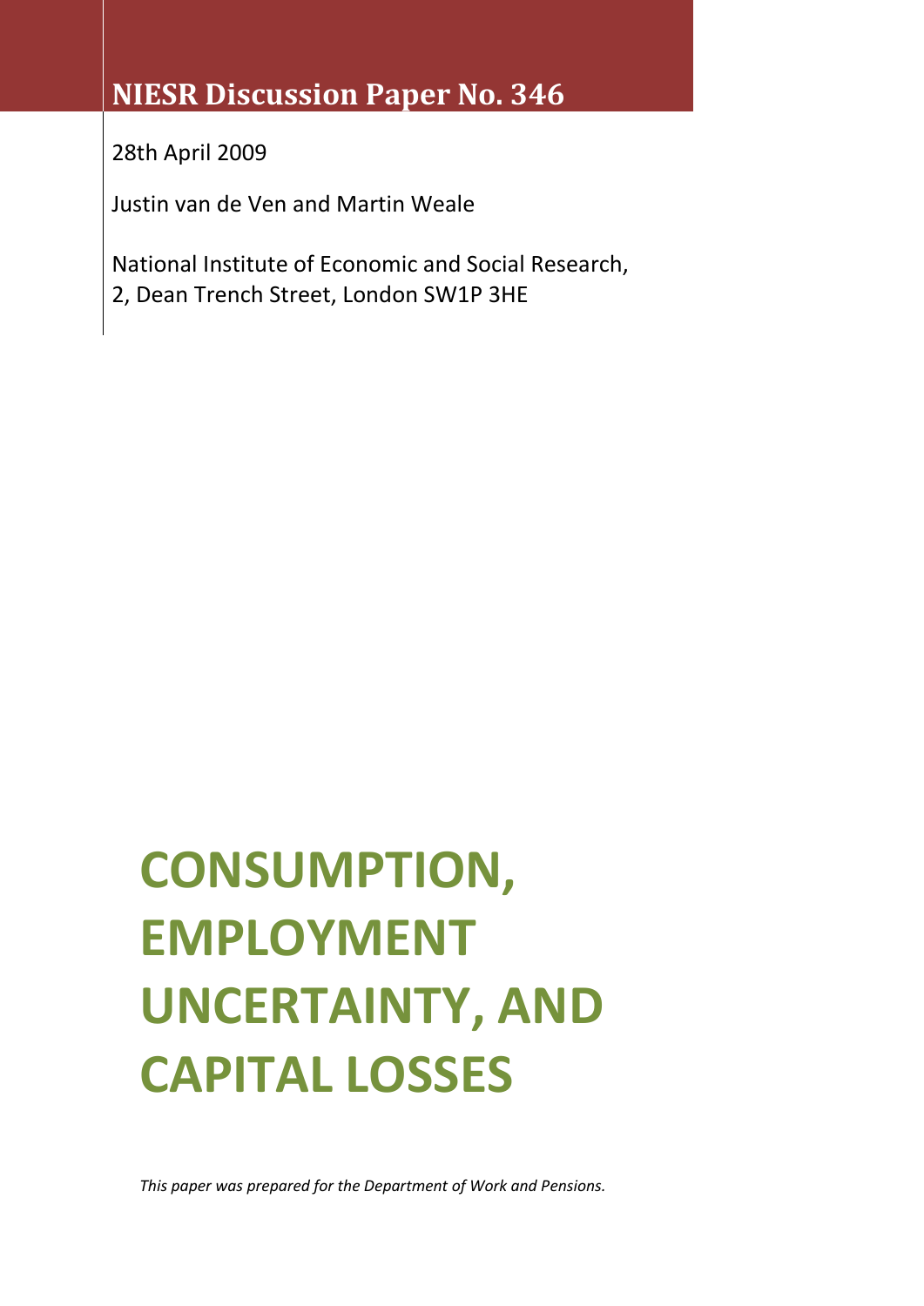**NIESR Discussion Paper No. 346**

28th April 2009

Justin van de Ven and Martin Weale

National Institute of Economic and Social Research,
2, Dean Trench Street, London SW1P 3HE

# CONSUMPTION, EMPLOYMENT UNCERTAINTY, AND CAPITAL LOSSES

*This paper was prepared for the Department of Work and Pensions.*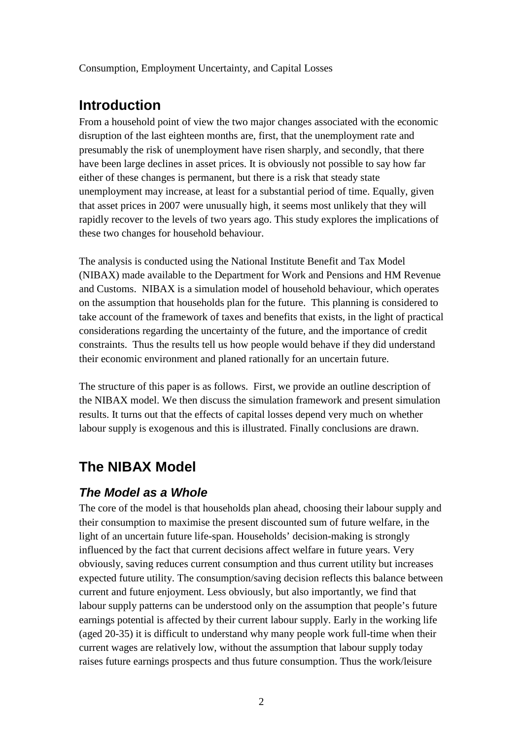Consumption, Employment Uncertainty, and Capital Losses

## Introduction

From a household point of view the two major changes associated with the economic disruption of the last eighteen months are, first, that the unemployment rate and presumably the risk of unemployment have risen sharply, and secondly, that there have been large declines in asset prices. It is obviously not possible to say how far either of these changes is permanent, but there is a risk that steady state unemployment may increase, at least for a substantial period of time. Equally, given that asset prices in 2007 were unusually high, it seems most unlikely that they will rapidly recover to the levels of two years ago. This study explores the implications of these two changes for household behaviour.

The analysis is conducted using the National Institute Benefit and Tax Model (NIBAX) made available to the Department for Work and Pensions and HM Revenue and Customs. NIBAX is a simulation model of household behaviour, which operates on the assumption that households plan for the future. This planning is considered to take account of the framework of taxes and benefits that exists, in the light of practical considerations regarding the uncertainty of the future, and the importance of credit constraints. Thus the results tell us how people would behave if they did understand their economic environment and planed rationally for an uncertain future.

The structure of this paper is as follows. First, we provide an outline description of the NIBAX model. We then discuss the simulation framework and present simulation results. It turns out that the effects of capital losses depend very much on whether labour supply is exogenous and this is illustrated. Finally conclusions are drawn.

## The NIBAX Model

### *The Model as a Whole*

The core of the model is that households plan ahead, choosing their labour supply and their consumption to maximise the present discounted sum of future welfare, in the light of an uncertain future life-span. Households' decision-making is strongly influenced by the fact that current decisions affect welfare in future years. Very obviously, saving reduces current consumption and thus current utility but increases expected future utility. The consumption/saving decision reflects this balance between current and future enjoyment. Less obviously, but also importantly, we find that labour supply patterns can be understood only on the assumption that people's future earnings potential is affected by their current labour supply. Early in the working life (aged 20-35) it is difficult to understand why many people work full-time when their current wages are relatively low, without the assumption that labour supply today raises future earnings prospects and thus future consumption. Thus the work/leisure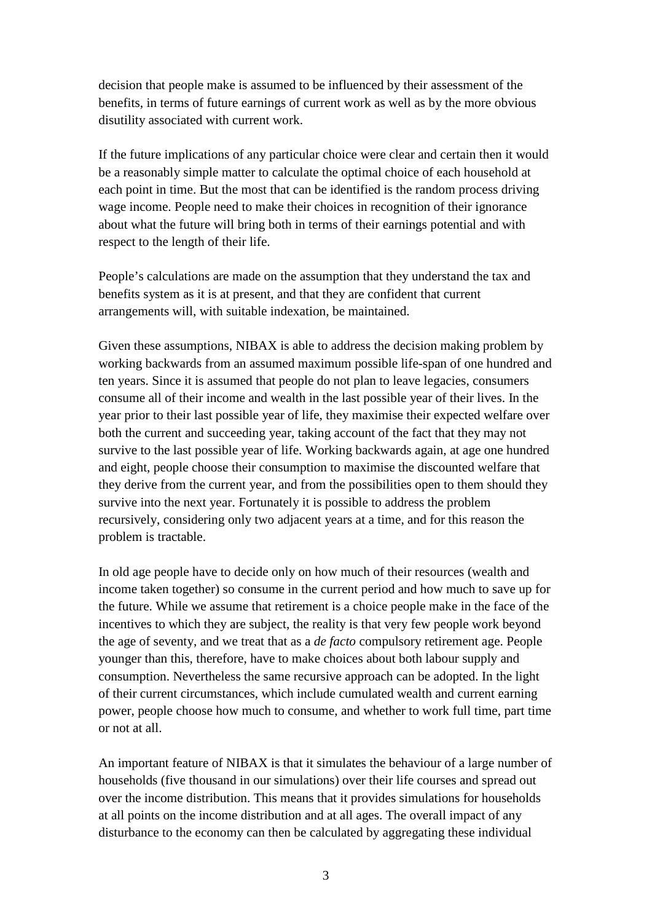decision that people make is assumed to be influenced by their assessment of the benefits, in terms of future earnings of current work as well as by the more obvious disutility associated with current work.

If the future implications of any particular choice were clear and certain then it would be a reasonably simple matter to calculate the optimal choice of each household at each point in time. But the most that can be identified is the random process driving wage income. People need to make their choices in recognition of their ignorance about what the future will bring both in terms of their earnings potential and with respect to the length of their life.

People's calculations are made on the assumption that they understand the tax and benefits system as it is at present, and that they are confident that current arrangements will, with suitable indexation, be maintained.

Given these assumptions, NIBAX is able to address the decision making problem by working backwards from an assumed maximum possible life-span of one hundred and ten years. Since it is assumed that people do not plan to leave legacies, consumers consume all of their income and wealth in the last possible year of their lives. In the year prior to their last possible year of life, they maximise their expected welfare over both the current and succeeding year, taking account of the fact that they may not survive to the last possible year of life. Working backwards again, at age one hundred and eight, people choose their consumption to maximise the discounted welfare that they derive from the current year, and from the possibilities open to them should they survive into the next year. Fortunately it is possible to address the problem recursively, considering only two adjacent years at a time, and for this reason the problem is tractable.

In old age people have to decide only on how much of their resources (wealth and income taken together) so consume in the current period and how much to save up for the future. While we assume that retirement is a choice people make in the face of the incentives to which they are subject, the reality is that very few people work beyond the age of seventy, and we treat that as a *de facto* compulsory retirement age. People younger than this, therefore, have to make choices about both labour supply and consumption. Nevertheless the same recursive approach can be adopted. In the light of their current circumstances, which include cumulated wealth and current earning power, people choose how much to consume, and whether to work full time, part time or not at all.

An important feature of NIBAX is that it simulates the behaviour of a large number of households (five thousand in our simulations) over their life courses and spread out over the income distribution. This means that it provides simulations for households at all points on the income distribution and at all ages. The overall impact of any disturbance to the economy can then be calculated by aggregating these individual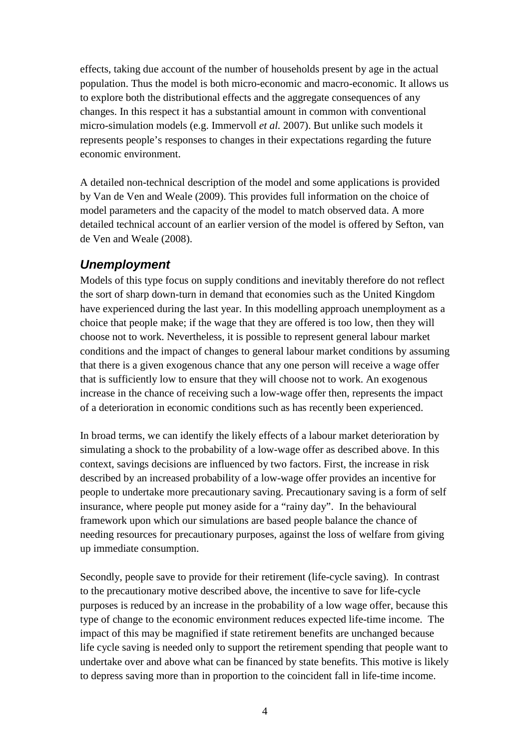effects, taking due account of the number of households present by age in the actual population. Thus the model is both micro-economic and macro-economic. It allows us to explore both the distributional effects and the aggregate consequences of any changes. In this respect it has a substantial amount in common with conventional micro-simulation models (e.g. Immervoll *et al.* 2007). But unlike such models it represents people's responses to changes in their expectations regarding the future economic environment.

A detailed non-technical description of the model and some applications is provided by Van de Ven and Weale (2009). This provides full information on the choice of model parameters and the capacity of the model to match observed data. A more detailed technical account of an earlier version of the model is offered by Sefton, van de Ven and Weale (2008).

## *Unemployment*

Models of this type focus on supply conditions and inevitably therefore do not reflect the sort of sharp down-turn in demand that economies such as the United Kingdom have experienced during the last year. In this modelling approach unemployment as a choice that people make; if the wage that they are offered is too low, then they will choose not to work. Nevertheless, it is possible to represent general labour market conditions and the impact of changes to general labour market conditions by assuming that there is a given exogenous chance that any one person will receive a wage offer that is sufficiently low to ensure that they will choose not to work. An exogenous increase in the chance of receiving such a low-wage offer then, represents the impact of a deterioration in economic conditions such as has recently been experienced.

In broad terms, we can identify the likely effects of a labour market deterioration by simulating a shock to the probability of a low-wage offer as described above. In this context, savings decisions are influenced by two factors. First, the increase in risk described by an increased probability of a low-wage offer provides an incentive for people to undertake more precautionary saving. Precautionary saving is a form of self insurance, where people put money aside for a "rainy day". In the behavioural framework upon which our simulations are based people balance the chance of needing resources for precautionary purposes, against the loss of welfare from giving up immediate consumption.

Secondly, people save to provide for their retirement (life-cycle saving). In contrast to the precautionary motive described above, the incentive to save for life-cycle purposes is reduced by an increase in the probability of a low wage offer, because this type of change to the economic environment reduces expected life-time income. The impact of this may be magnified if state retirement benefits are unchanged because life cycle saving is needed only to support the retirement spending that people want to undertake over and above what can be financed by state benefits. This motive is likely to depress saving more than in proportion to the coincident fall in life-time income.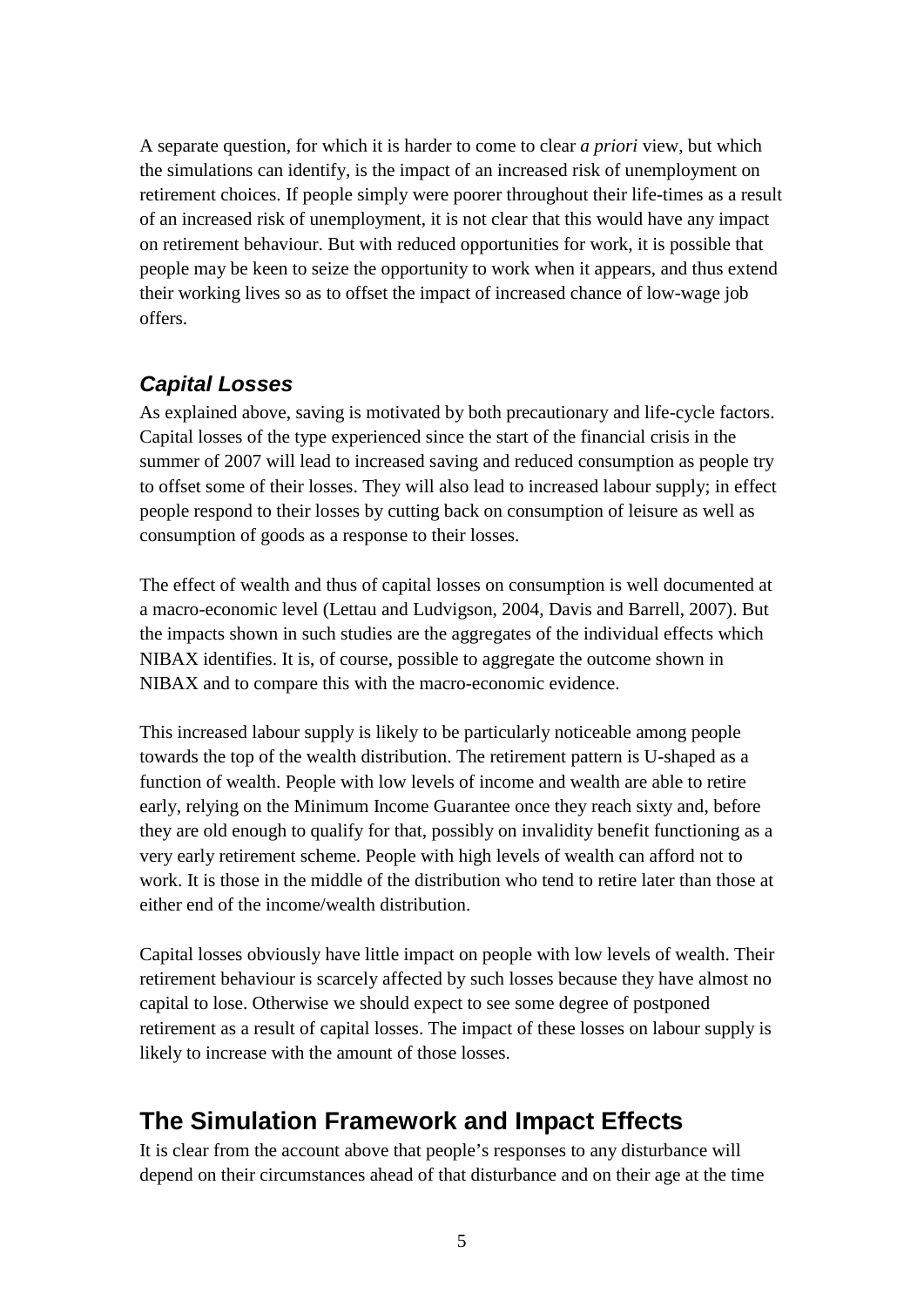A separate question, for which it is harder to come to clear *a priori* view, but which the simulations can identify, is the impact of an increased risk of unemployment on retirement choices. If people simply were poorer throughout their life-times as a result of an increased risk of unemployment, it is not clear that this would have any impact on retirement behaviour. But with reduced opportunities for work, it is possible that people may be keen to seize the opportunity to work when it appears, and thus extend their working lives so as to offset the impact of increased chance of low-wage job offers.

### *Capital Losses*

As explained above, saving is motivated by both precautionary and life-cycle factors. Capital losses of the type experienced since the start of the financial crisis in the summer of 2007 will lead to increased saving and reduced consumption as people try to offset some of their losses. They will also lead to increased labour supply; in effect people respond to their losses by cutting back on consumption of leisure as well as consumption of goods as a response to their losses.

The effect of wealth and thus of capital losses on consumption is well documented at a macro-economic level (Lettau and Ludvigson, 2004, Davis and Barrell, 2007). But the impacts shown in such studies are the aggregates of the individual effects which NIBAX identifies. It is, of course, possible to aggregate the outcome shown in NIBAX and to compare this with the macro-economic evidence.

This increased labour supply is likely to be particularly noticeable among people towards the top of the wealth distribution. The retirement pattern is U-shaped as a function of wealth. People with low levels of income and wealth are able to retire early, relying on the Minimum Income Guarantee once they reach sixty and, before they are old enough to qualify for that, possibly on invalidity benefit functioning as a very early retirement scheme. People with high levels of wealth can afford not to work. It is those in the middle of the distribution who tend to retire later than those at either end of the income/wealth distribution.

Capital losses obviously have little impact on people with low levels of wealth. Their retirement behaviour is scarcely affected by such losses because they have almost no capital to lose. Otherwise we should expect to see some degree of postponed retirement as a result of capital losses. The impact of these losses on labour supply is likely to increase with the amount of those losses.

## The Simulation Framework and Impact Effects

It is clear from the account above that people's responses to any disturbance will depend on their circumstances ahead of that disturbance and on their age at the time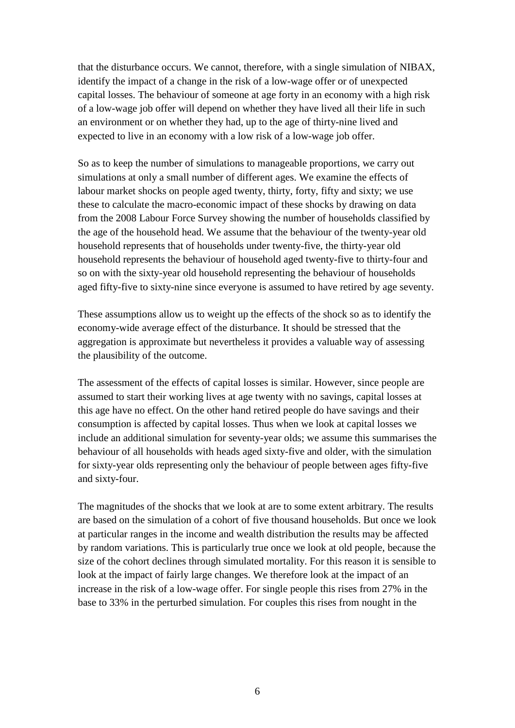that the disturbance occurs. We cannot, therefore, with a single simulation of NIBAX, identify the impact of a change in the risk of a low-wage offer or of unexpected capital losses. The behaviour of someone at age forty in an economy with a high risk of a low-wage job offer will depend on whether they have lived all their life in such an environment or on whether they had, up to the age of thirty-nine lived and expected to live in an economy with a low risk of a low-wage job offer.

So as to keep the number of simulations to manageable proportions, we carry out simulations at only a small number of different ages. We examine the effects of labour market shocks on people aged twenty, thirty, forty, fifty and sixty; we use these to calculate the macro-economic impact of these shocks by drawing on data from the 2008 Labour Force Survey showing the number of households classified by the age of the household head. We assume that the behaviour of the twenty-year old household represents that of households under twenty-five, the thirty-year old household represents the behaviour of household aged twenty-five to thirty-four and so on with the sixty-year old household representing the behaviour of households aged fifty-five to sixty-nine since everyone is assumed to have retired by age seventy.

These assumptions allow us to weight up the effects of the shock so as to identify the economy-wide average effect of the disturbance. It should be stressed that the aggregation is approximate but nevertheless it provides a valuable way of assessing the plausibility of the outcome.

The assessment of the effects of capital losses is similar. However, since people are assumed to start their working lives at age twenty with no savings, capital losses at this age have no effect. On the other hand retired people do have savings and their consumption is affected by capital losses. Thus when we look at capital losses we include an additional simulation for seventy-year olds; we assume this summarises the behaviour of all households with heads aged sixty-five and older, with the simulation for sixty-year olds representing only the behaviour of people between ages fifty-five and sixty-four.

The magnitudes of the shocks that we look at are to some extent arbitrary. The results are based on the simulation of a cohort of five thousand households. But once we look at particular ranges in the income and wealth distribution the results may be affected by random variations. This is particularly true once we look at old people, because the size of the cohort declines through simulated mortality. For this reason it is sensible to look at the impact of fairly large changes. We therefore look at the impact of an increase in the risk of a low-wage offer. For single people this rises from 27% in the base to 33% in the perturbed simulation. For couples this rises from nought in the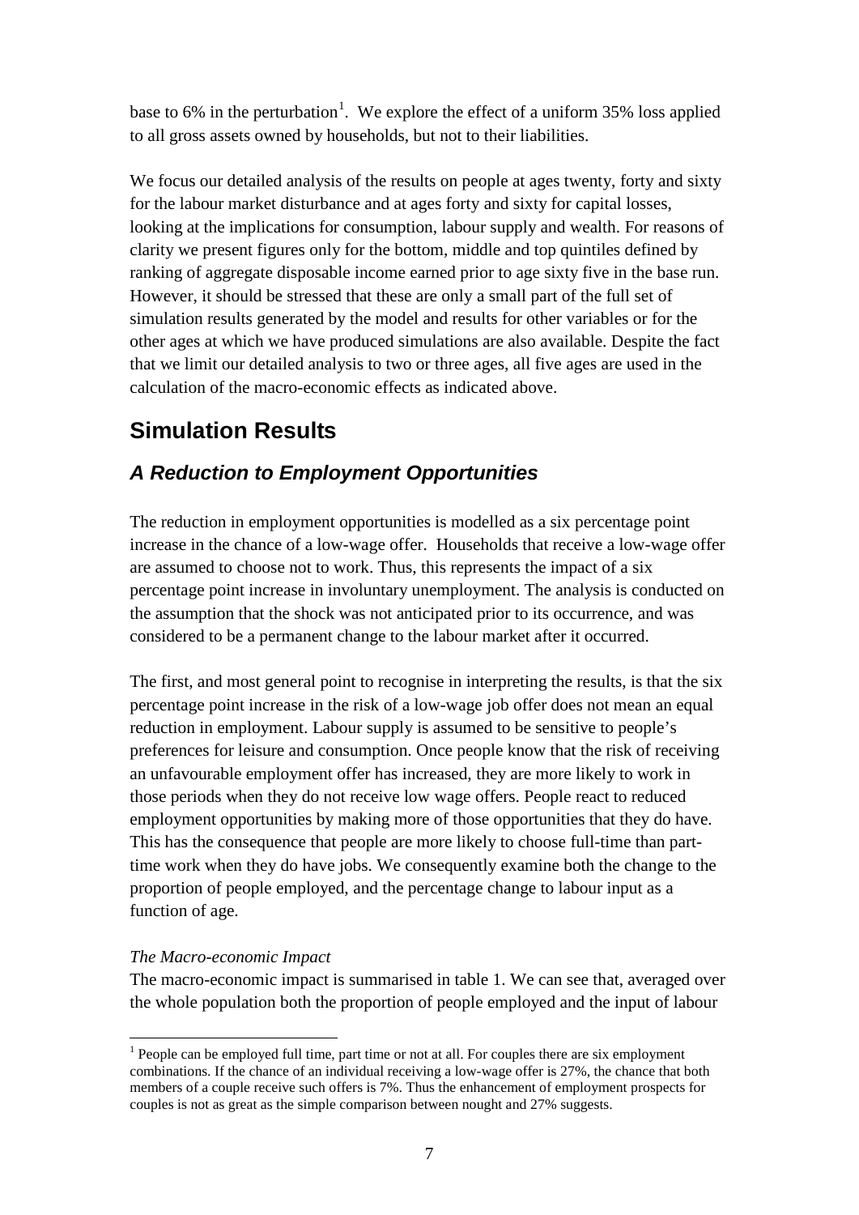base to 6% in the perturbation[1]. We explore the effect of a uniform 35% loss applied to all gross assets owned by households, but not to their liabilities.

We focus our detailed analysis of the results on people at ages twenty, forty and sixty for the labour market disturbance and at ages forty and sixty for capital losses, looking at the implications for consumption, labour supply and wealth. For reasons of clarity we present figures only for the bottom, middle and top quintiles defined by ranking of aggregate disposable income earned prior to age sixty five in the base run. However, it should be stressed that these are only a small part of the full set of simulation results generated by the model and results for other variables or for the other ages at which we have produced simulations are also available. Despite the fact that we limit our detailed analysis to two or three ages, all five ages are used in the calculation of the macro-economic effects as indicated above.

## Simulation Results

### *A Reduction to Employment Opportunities*

The reduction in employment opportunities is modelled as a six percentage point increase in the chance of a low-wage offer. Households that receive a low-wage offer are assumed to choose not to work. Thus, this represents the impact of a six percentage point increase in involuntary unemployment. The analysis is conducted on the assumption that the shock was not anticipated prior to its occurrence, and was considered to be a permanent change to the labour market after it occurred.

The first, and most general point to recognise in interpreting the results, is that the six percentage point increase in the risk of a low-wage job offer does not mean an equal reduction in employment. Labour supply is assumed to be sensitive to people's preferences for leisure and consumption. Once people know that the risk of receiving an unfavourable employment offer has increased, they are more likely to work in those periods when they do not receive low wage offers. People react to reduced employment opportunities by making more of those opportunities that they do have. This has the consequence that people are more likely to choose full-time than part-time work when they do have jobs. We consequently examine both the change to the proportion of people employed, and the percentage change to labour input as a function of age.

*The Macro-economic Impact*

The macro-economic impact is summarised in table 1. We can see that, averaged over the whole population both the proportion of people employed and the input of labour

[1] People can be employed full time, part time or not at all. For couples there are six employment combinations. If the chance of an individual receiving a low-wage offer is 27%, the chance that both members of a couple receive such offers is 7%. Thus the enhancement of employment prospects for couples is not as great as the simple comparison between nought and 27% suggests.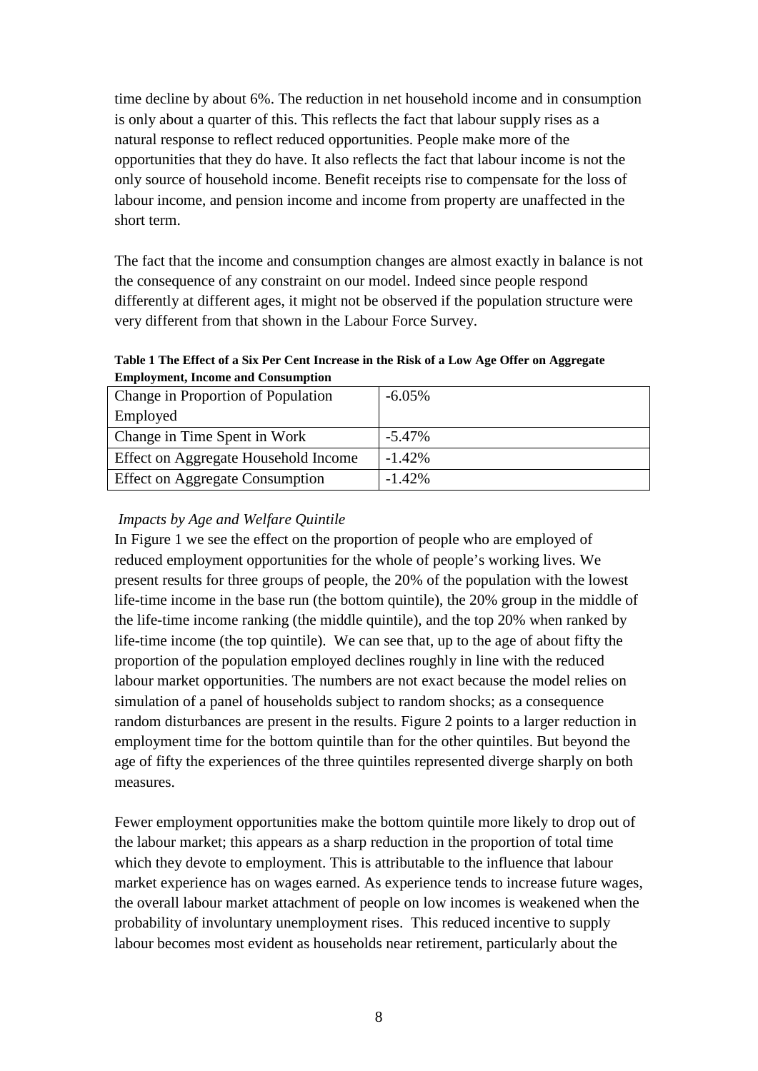time decline by about 6%. The reduction in net household income and in consumption is only about a quarter of this. This reflects the fact that labour supply rises as a natural response to reflect reduced opportunities. People make more of the opportunities that they do have. It also reflects the fact that labour income is not the only source of household income. Benefit receipts rise to compensate for the loss of labour income, and pension income and income from property are unaffected in the short term.

The fact that the income and consumption changes are almost exactly in balance is not the consequence of any constraint on our model. Indeed since people respond differently at different ages, it might not be observed if the population structure were very different from that shown in the Labour Force Survey.

**Table 1 The Effect of a Six Per Cent Increase in the Risk of a Low Age Offer on Aggregate Employment, Income and Consumption**

| | |
|---|---|
| Change in Proportion of Population Employed | -6.05% |
| Change in Time Spent in Work | -5.47% |
| Effect on Aggregate Household Income | -1.42% |
| Effect on Aggregate Consumption | -1.42% |

*Impacts by Age and Welfare Quintile*

In Figure 1 we see the effect on the proportion of people who are employed of reduced employment opportunities for the whole of people's working lives. We present results for three groups of people, the 20% of the population with the lowest life-time income in the base run (the bottom quintile), the 20% group in the middle of the life-time income ranking (the middle quintile), and the top 20% when ranked by life-time income (the top quintile). We can see that, up to the age of about fifty the proportion of the population employed declines roughly in line with the reduced labour market opportunities. The numbers are not exact because the model relies on simulation of a panel of households subject to random shocks; as a consequence random disturbances are present in the results. Figure 2 points to a larger reduction in employment time for the bottom quintile than for the other quintiles. But beyond the age of fifty the experiences of the three quintiles represented diverge sharply on both measures.

Fewer employment opportunities make the bottom quintile more likely to drop out of the labour market; this appears as a sharp reduction in the proportion of total time which they devote to employment. This is attributable to the influence that labour market experience has on wages earned. As experience tends to increase future wages, the overall labour market attachment of people on low incomes is weakened when the probability of involuntary unemployment rises. This reduced incentive to supply labour becomes most evident as households near retirement, particularly about the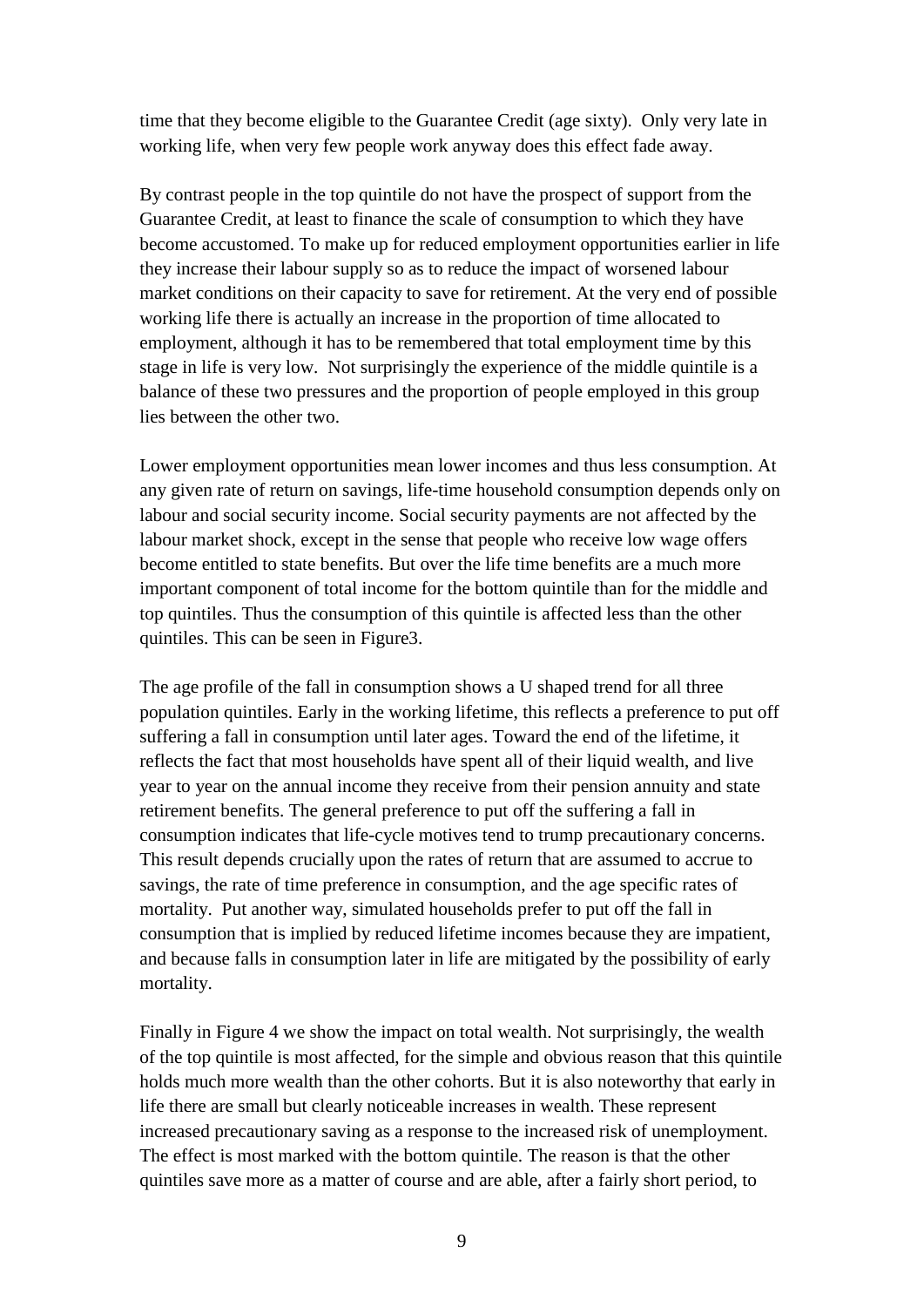time that they become eligible to the Guarantee Credit (age sixty). Only very late in working life, when very few people work anyway does this effect fade away.

By contrast people in the top quintile do not have the prospect of support from the Guarantee Credit, at least to finance the scale of consumption to which they have become accustomed. To make up for reduced employment opportunities earlier in life they increase their labour supply so as to reduce the impact of worsened labour market conditions on their capacity to save for retirement. At the very end of possible working life there is actually an increase in the proportion of time allocated to employment, although it has to be remembered that total employment time by this stage in life is very low. Not surprisingly the experience of the middle quintile is a balance of these two pressures and the proportion of people employed in this group lies between the other two.

Lower employment opportunities mean lower incomes and thus less consumption. At any given rate of return on savings, life-time household consumption depends only on labour and social security income. Social security payments are not affected by the labour market shock, except in the sense that people who receive low wage offers become entitled to state benefits. But over the life time benefits are a much more important component of total income for the bottom quintile than for the middle and top quintiles. Thus the consumption of this quintile is affected less than the other quintiles. This can be seen in Figure3.

The age profile of the fall in consumption shows a U shaped trend for all three population quintiles. Early in the working lifetime, this reflects a preference to put off suffering a fall in consumption until later ages. Toward the end of the lifetime, it reflects the fact that most households have spent all of their liquid wealth, and live year to year on the annual income they receive from their pension annuity and state retirement benefits. The general preference to put off the suffering a fall in consumption indicates that life-cycle motives tend to trump precautionary concerns. This result depends crucially upon the rates of return that are assumed to accrue to savings, the rate of time preference in consumption, and the age specific rates of mortality. Put another way, simulated households prefer to put off the fall in consumption that is implied by reduced lifetime incomes because they are impatient, and because falls in consumption later in life are mitigated by the possibility of early mortality.

Finally in Figure 4 we show the impact on total wealth. Not surprisingly, the wealth of the top quintile is most affected, for the simple and obvious reason that this quintile holds much more wealth than the other cohorts. But it is also noteworthy that early in life there are small but clearly noticeable increases in wealth. These represent increased precautionary saving as a response to the increased risk of unemployment. The effect is most marked with the bottom quintile. The reason is that the other quintiles save more as a matter of course and are able, after a fairly short period, to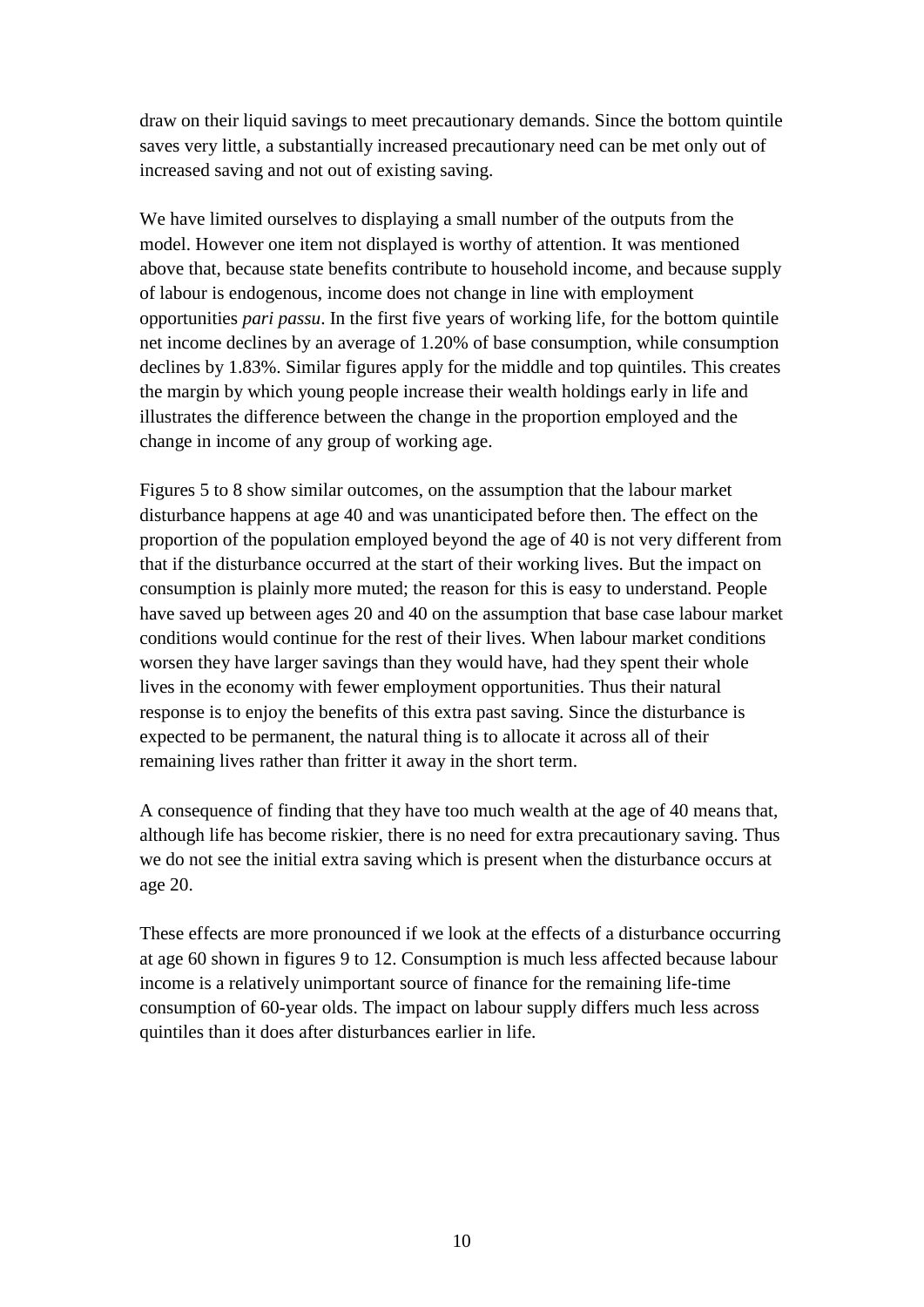draw on their liquid savings to meet precautionary demands. Since the bottom quintile saves very little, a substantially increased precautionary need can be met only out of increased saving and not out of existing saving.

We have limited ourselves to displaying a small number of the outputs from the model. However one item not displayed is worthy of attention. It was mentioned above that, because state benefits contribute to household income, and because supply of labour is endogenous, income does not change in line with employment opportunities *pari passu*. In the first five years of working life, for the bottom quintile net income declines by an average of 1.20% of base consumption, while consumption declines by 1.83%. Similar figures apply for the middle and top quintiles. This creates the margin by which young people increase their wealth holdings early in life and illustrates the difference between the change in the proportion employed and the change in income of any group of working age.

Figures 5 to 8 show similar outcomes, on the assumption that the labour market disturbance happens at age 40 and was unanticipated before then. The effect on the proportion of the population employed beyond the age of 40 is not very different from that if the disturbance occurred at the start of their working lives. But the impact on consumption is plainly more muted; the reason for this is easy to understand. People have saved up between ages 20 and 40 on the assumption that base case labour market conditions would continue for the rest of their lives. When labour market conditions worsen they have larger savings than they would have, had they spent their whole lives in the economy with fewer employment opportunities. Thus their natural response is to enjoy the benefits of this extra past saving. Since the disturbance is expected to be permanent, the natural thing is to allocate it across all of their remaining lives rather than fritter it away in the short term.

A consequence of finding that they have too much wealth at the age of 40 means that, although life has become riskier, there is no need for extra precautionary saving. Thus we do not see the initial extra saving which is present when the disturbance occurs at age 20.

These effects are more pronounced if we look at the effects of a disturbance occurring at age 60 shown in figures 9 to 12. Consumption is much less affected because labour income is a relatively unimportant source of finance for the remaining life-time consumption of 60-year olds. The impact on labour supply differs much less across quintiles than it does after disturbances earlier in life.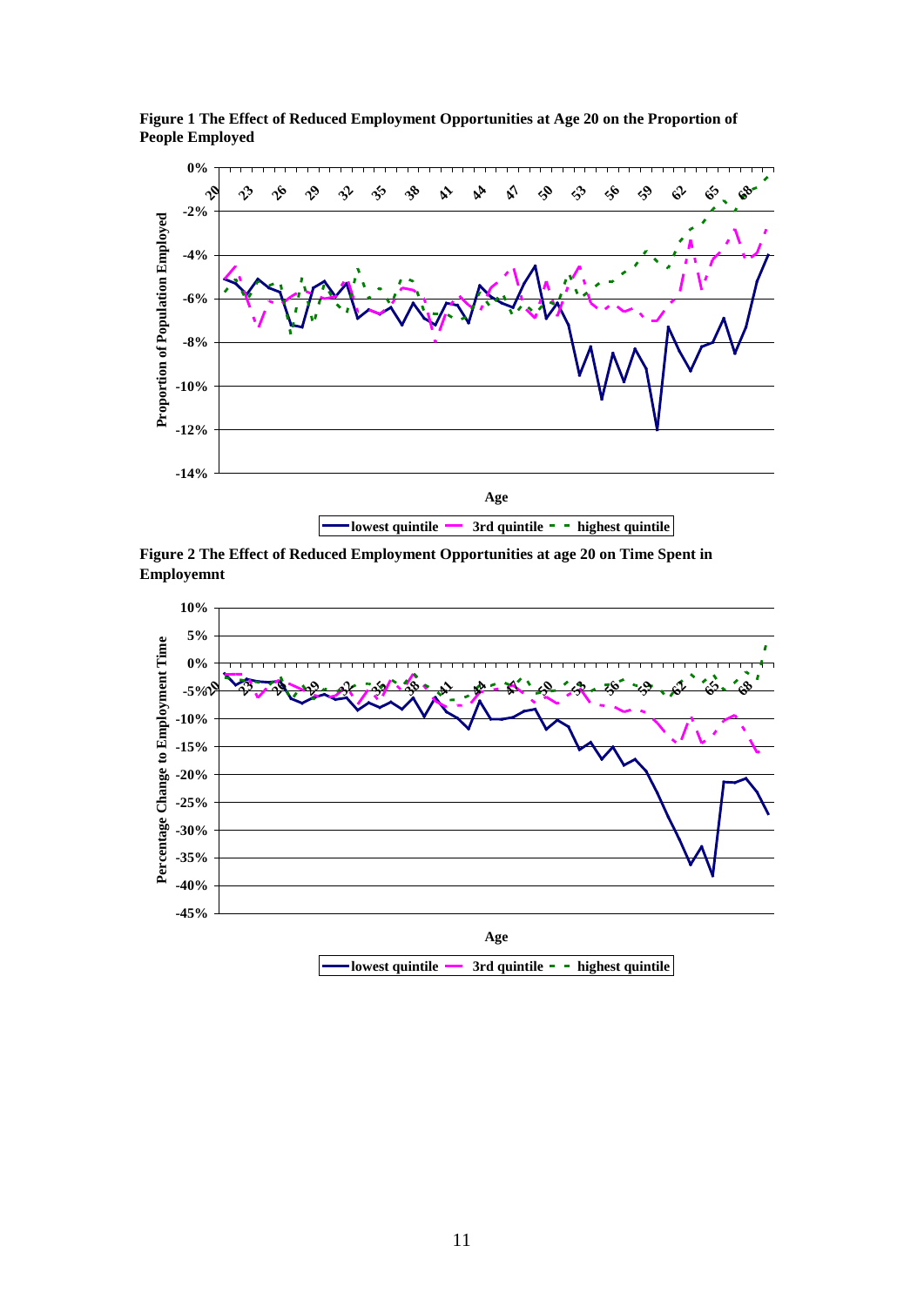**Figure 1 The Effect of Reduced Employment Opportunities at Age 20 on the Proportion of People Employed**

**Figure 2 The Effect of Reduced Employment Opportunities at age 20 on Time Spent in Employemnt**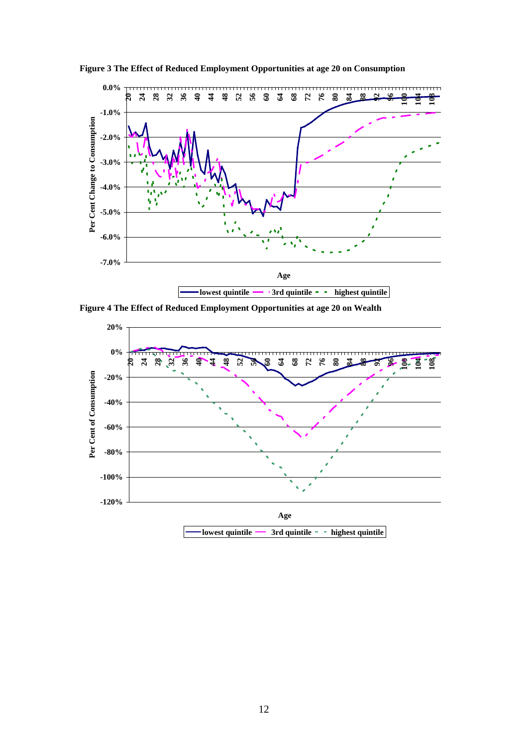**Figure 3 The Effect of Reduced Employment Opportunities at age 20 on Consumption**

**Figure 4 The Effect of Reduced Employment Opportunities at age 20 on Wealth**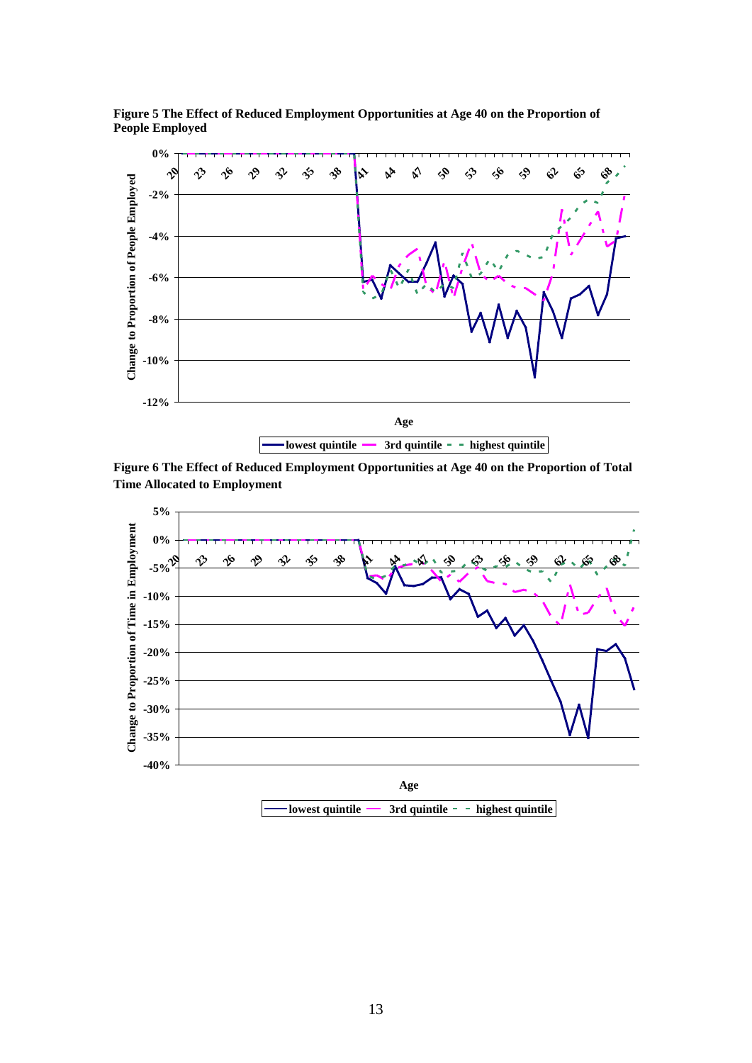**Figure 5 The Effect of Reduced Employment Opportunities at Age 40 on the Proportion of People Employed**

**Figure 6 The Effect of Reduced Employment Opportunities at Age 40 on the Proportion of Total Time Allocated to Employment**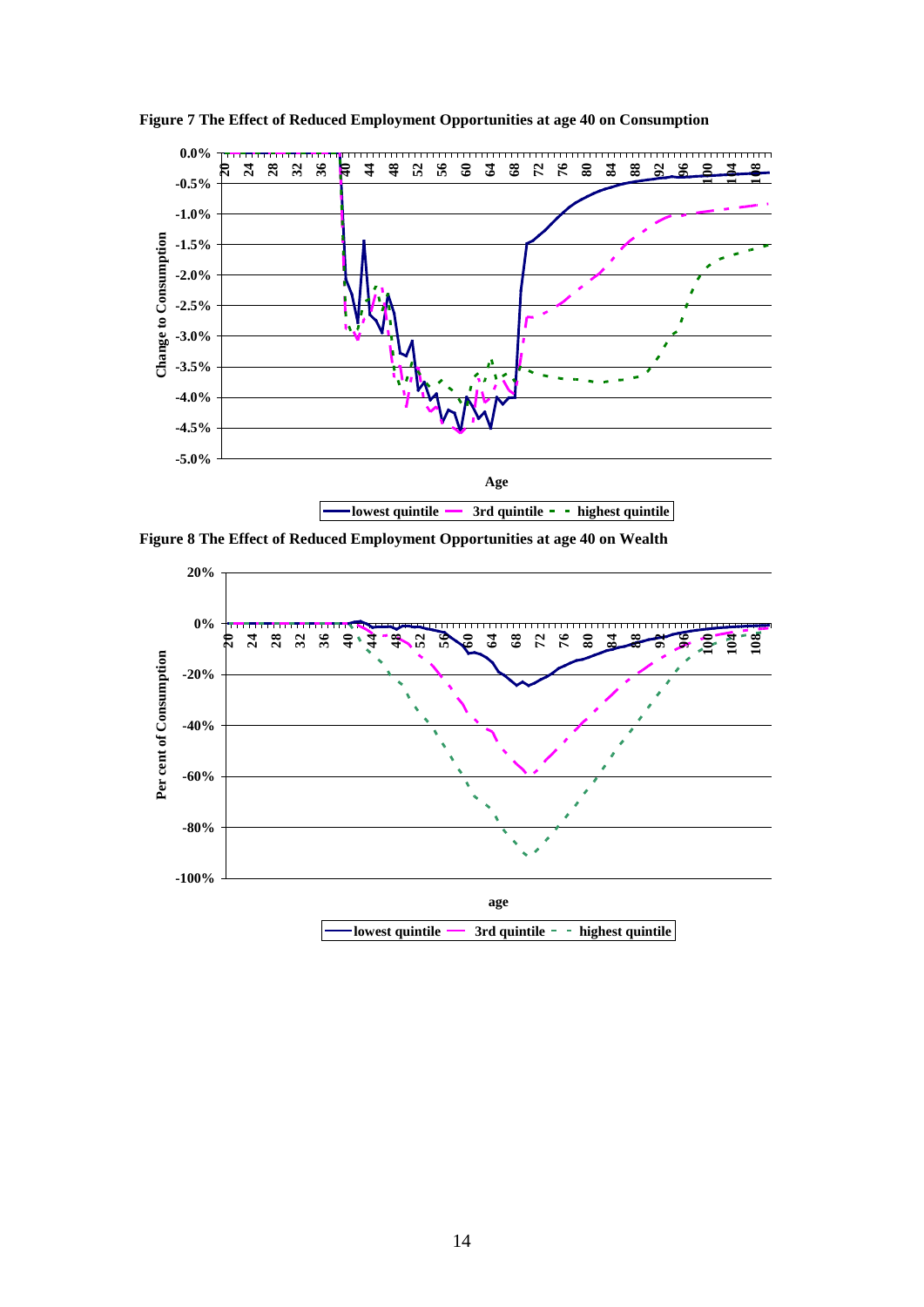**Figure 7 The Effect of Reduced Employment Opportunities at age 40 on Consumption**

**Figure 8 The Effect of Reduced Employment Opportunities at age 40 on Wealth**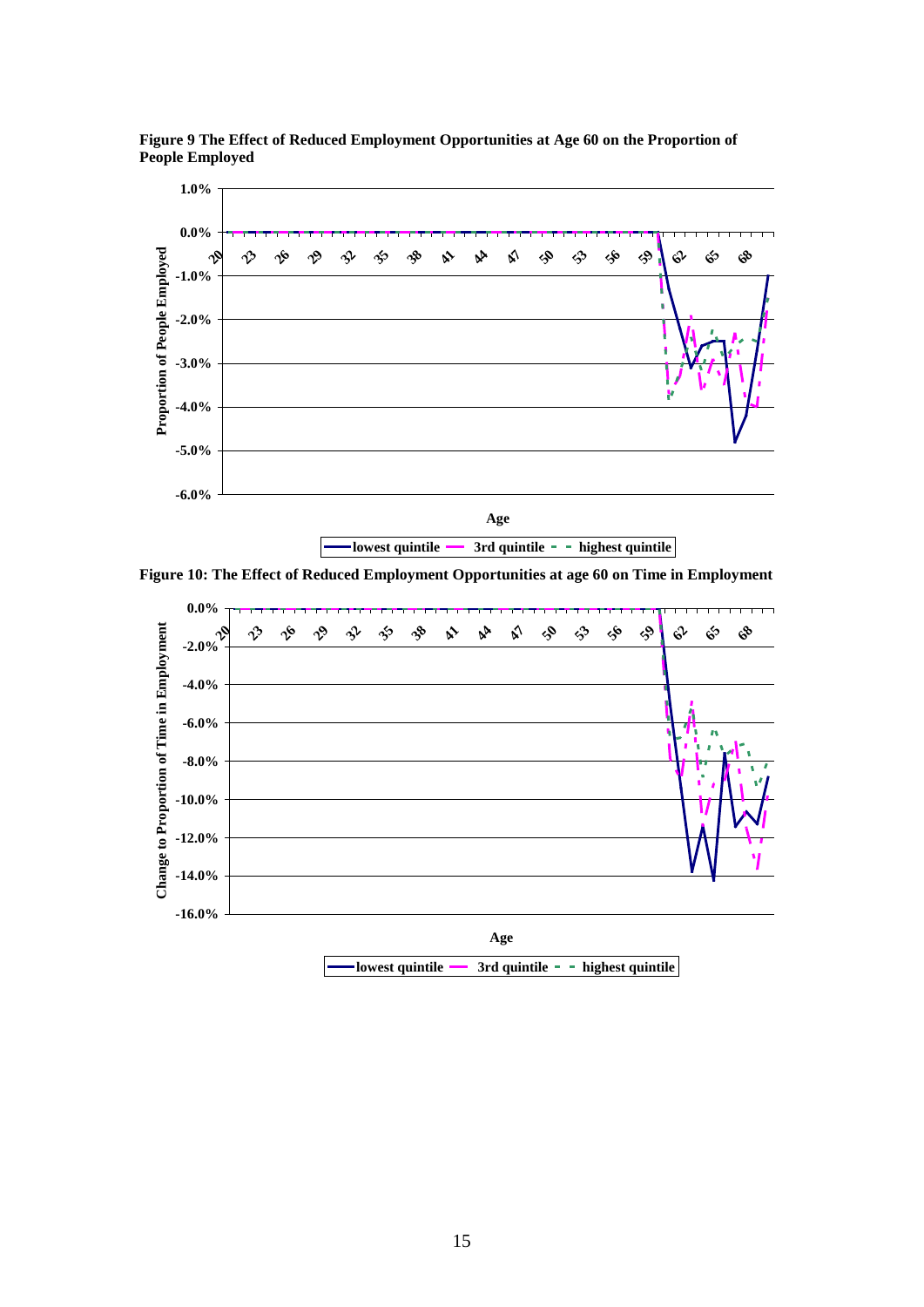**Figure 9 The Effect of Reduced Employment Opportunities at Age 60 on the Proportion of People Employed**

**Figure 10: The Effect of Reduced Employment Opportunities at age 60 on Time in Employment**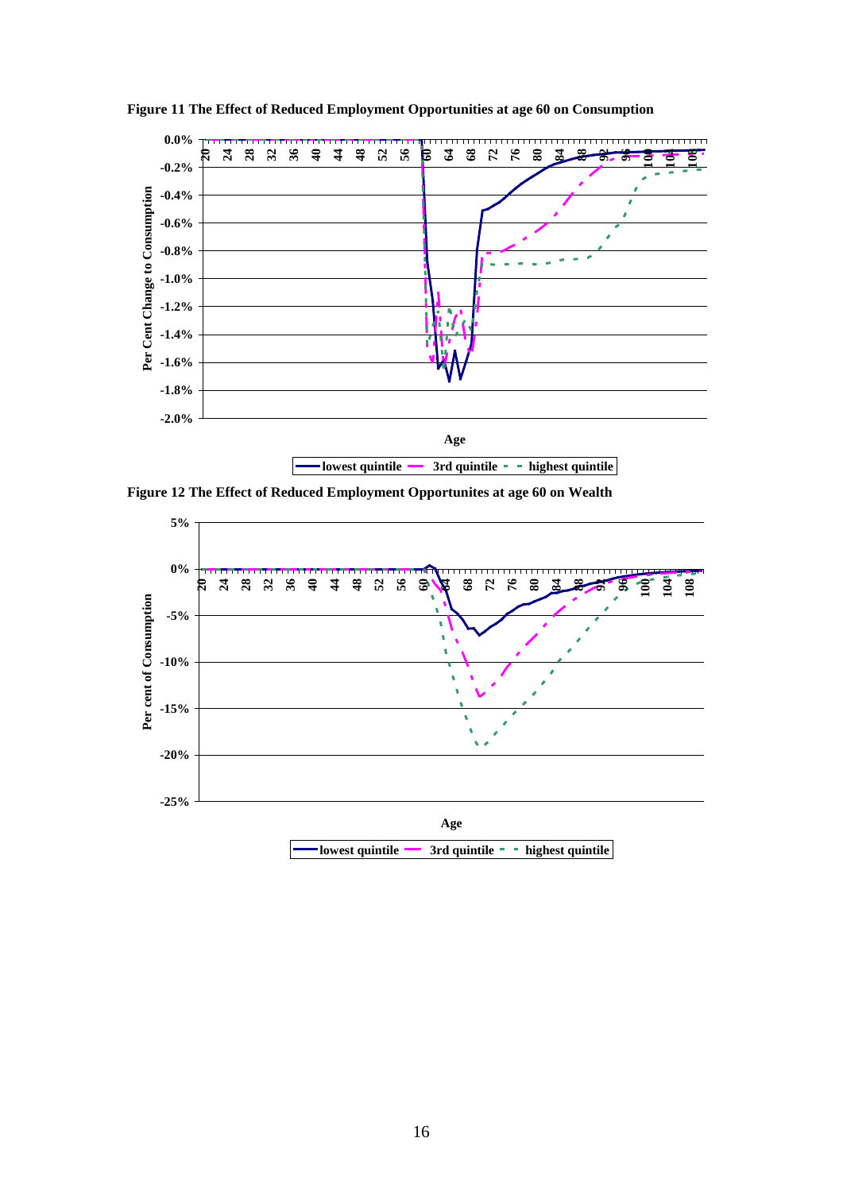**Figure 11 The Effect of Reduced Employment Opportunities at age 60 on Consumption**

**Figure 12 The Effect of Reduced Employment Opportunites at age 60 on Wealth**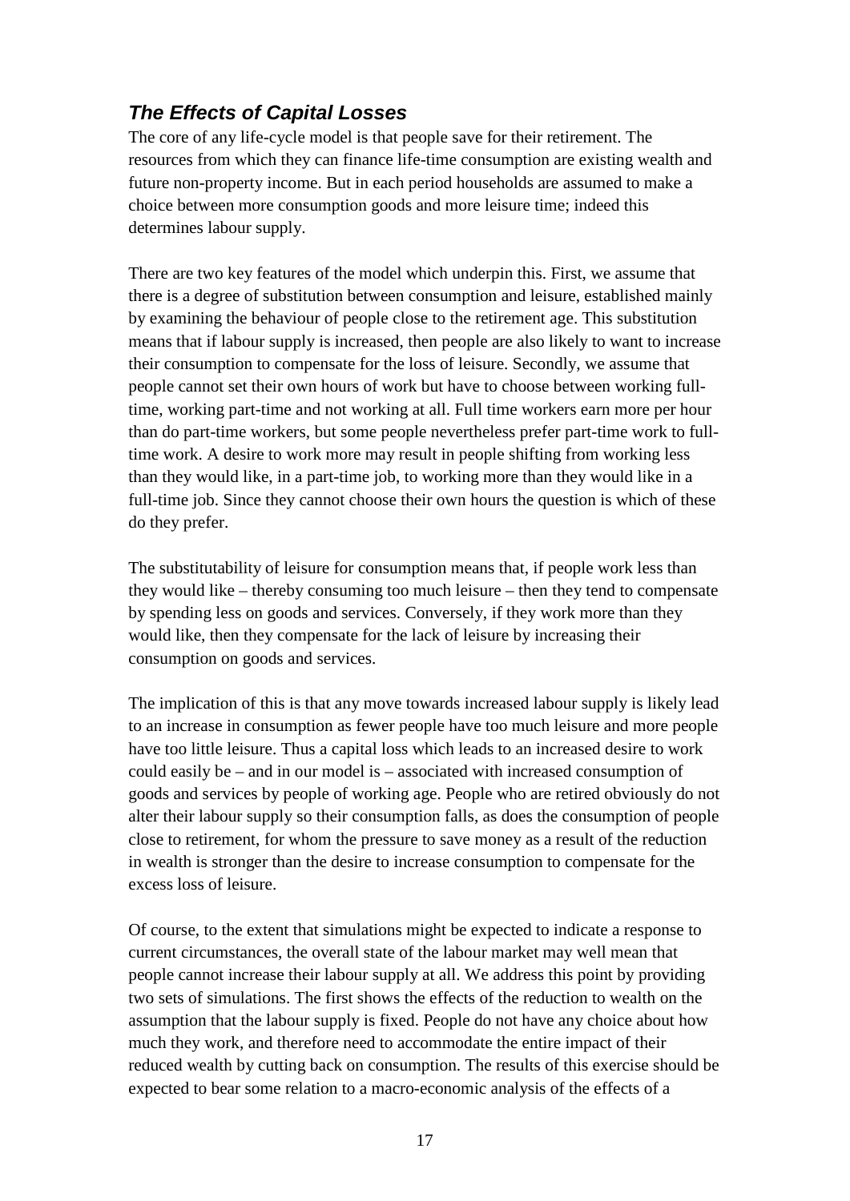### ***The Effects of Capital Losses***

The core of any life-cycle model is that people save for their retirement. The resources from which they can finance life-time consumption are existing wealth and future non-property income. But in each period households are assumed to make a choice between more consumption goods and more leisure time; indeed this determines labour supply.

There are two key features of the model which underpin this. First, we assume that there is a degree of substitution between consumption and leisure, established mainly by examining the behaviour of people close to the retirement age. This substitution means that if labour supply is increased, then people are also likely to want to increase their consumption to compensate for the loss of leisure. Secondly, we assume that people cannot set their own hours of work but have to choose between working full-time, working part-time and not working at all. Full time workers earn more per hour than do part-time workers, but some people nevertheless prefer part-time work to full-time work. A desire to work more may result in people shifting from working less than they would like, in a part-time job, to working more than they would like in a full-time job. Since they cannot choose their own hours the question is which of these do they prefer.

The substitutability of leisure for consumption means that, if people work less than they would like – thereby consuming too much leisure – then they tend to compensate by spending less on goods and services. Conversely, if they work more than they would like, then they compensate for the lack of leisure by increasing their consumption on goods and services.

The implication of this is that any move towards increased labour supply is likely lead to an increase in consumption as fewer people have too much leisure and more people have too little leisure. Thus a capital loss which leads to an increased desire to work could easily be – and in our model is – associated with increased consumption of goods and services by people of working age. People who are retired obviously do not alter their labour supply so their consumption falls, as does the consumption of people close to retirement, for whom the pressure to save money as a result of the reduction in wealth is stronger than the desire to increase consumption to compensate for the excess loss of leisure.

Of course, to the extent that simulations might be expected to indicate a response to current circumstances, the overall state of the labour market may well mean that people cannot increase their labour supply at all. We address this point by providing two sets of simulations. The first shows the effects of the reduction to wealth on the assumption that the labour supply is fixed. People do not have any choice about how much they work, and therefore need to accommodate the entire impact of their reduced wealth by cutting back on consumption. The results of this exercise should be expected to bear some relation to a macro-economic analysis of the effects of a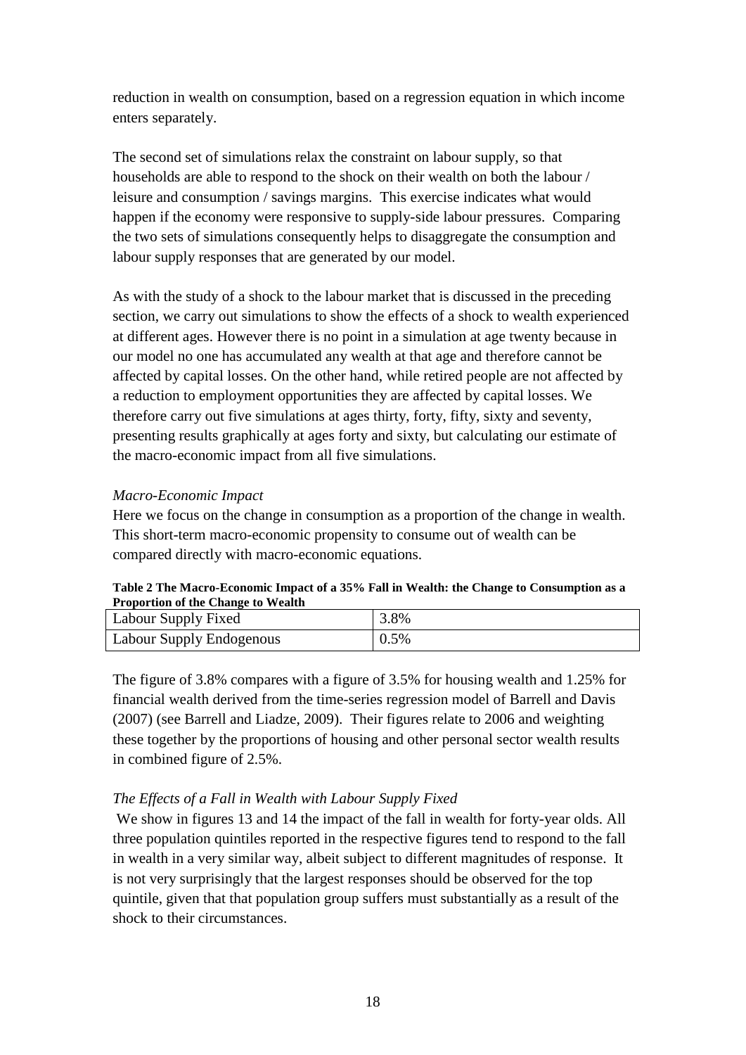reduction in wealth on consumption, based on a regression equation in which income enters separately.

The second set of simulations relax the constraint on labour supply, so that households are able to respond to the shock on their wealth on both the labour / leisure and consumption / savings margins. This exercise indicates what would happen if the economy were responsive to supply-side labour pressures. Comparing the two sets of simulations consequently helps to disaggregate the consumption and labour supply responses that are generated by our model.

As with the study of a shock to the labour market that is discussed in the preceding section, we carry out simulations to show the effects of a shock to wealth experienced at different ages. However there is no point in a simulation at age twenty because in our model no one has accumulated any wealth at that age and therefore cannot be affected by capital losses. On the other hand, while retired people are not affected by a reduction to employment opportunities they are affected by capital losses. We therefore carry out five simulations at ages thirty, forty, fifty, sixty and seventy, presenting results graphically at ages forty and sixty, but calculating our estimate of the macro-economic impact from all five simulations.

*Macro-Economic Impact*

Here we focus on the change in consumption as a proportion of the change in wealth. This short-term macro-economic propensity to consume out of wealth can be compared directly with macro-economic equations.

**Table 2 The Macro-Economic Impact of a 35% Fall in Wealth: the Change to Consumption as a Proportion of the Change to Wealth**

| | |
|---|---|
| Labour Supply Fixed | 3.8% |
| Labour Supply Endogenous | 0.5% |

The figure of 3.8% compares with a figure of 3.5% for housing wealth and 1.25% for financial wealth derived from the time-series regression model of Barrell and Davis (2007) (see Barrell and Liadze, 2009). Their figures relate to 2006 and weighting these together by the proportions of housing and other personal sector wealth results in combined figure of 2.5%.

*The Effects of a Fall in Wealth with Labour Supply Fixed*

We show in figures 13 and 14 the impact of the fall in wealth for forty-year olds. All three population quintiles reported in the respective figures tend to respond to the fall in wealth in a very similar way, albeit subject to different magnitudes of response. It is not very surprisingly that the largest responses should be observed for the top quintile, given that that population group suffers must substantially as a result of the shock to their circumstances.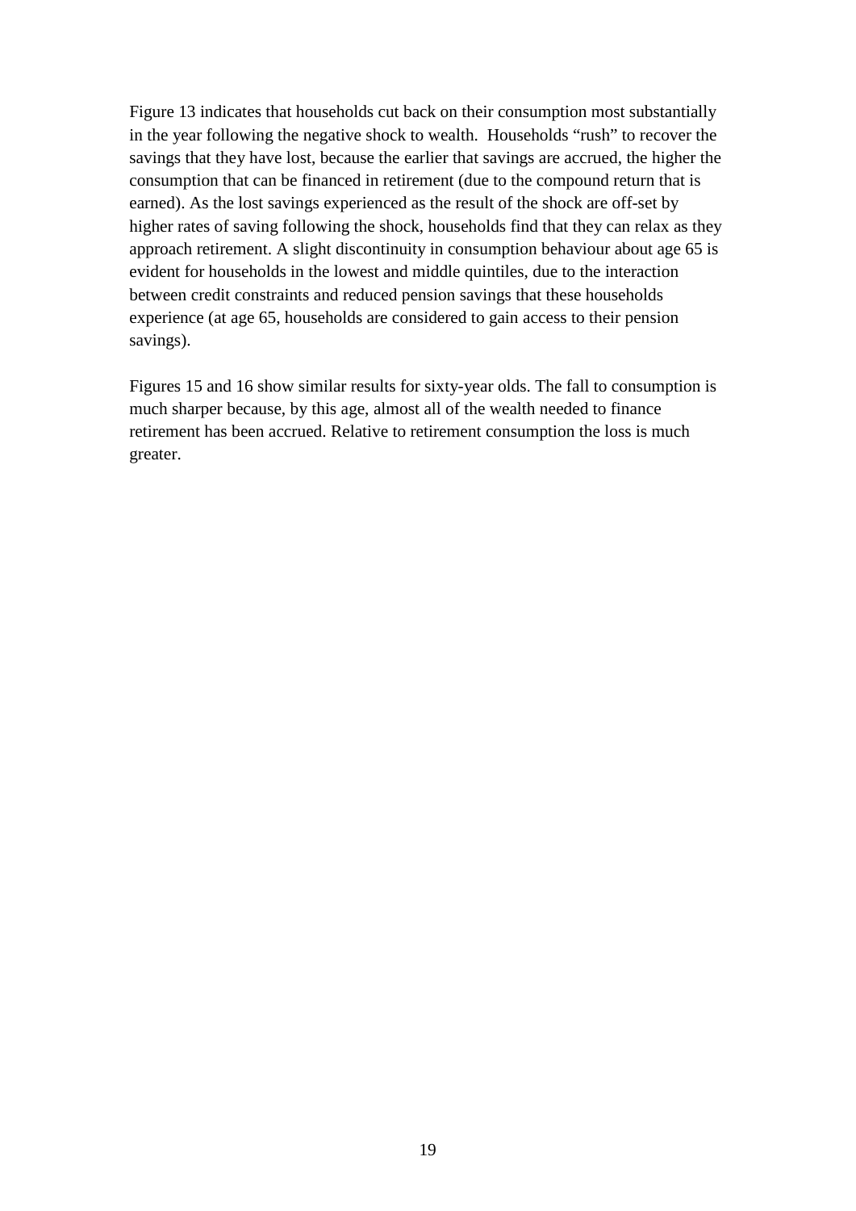Figure 13 indicates that households cut back on their consumption most substantially in the year following the negative shock to wealth. Households "rush" to recover the savings that they have lost, because the earlier that savings are accrued, the higher the consumption that can be financed in retirement (due to the compound return that is earned). As the lost savings experienced as the result of the shock are off-set by higher rates of saving following the shock, households find that they can relax as they approach retirement. A slight discontinuity in consumption behaviour about age 65 is evident for households in the lowest and middle quintiles, due to the interaction between credit constraints and reduced pension savings that these households experience (at age 65, households are considered to gain access to their pension savings).

Figures 15 and 16 show similar results for sixty-year olds. The fall to consumption is much sharper because, by this age, almost all of the wealth needed to finance retirement has been accrued. Relative to retirement consumption the loss is much greater.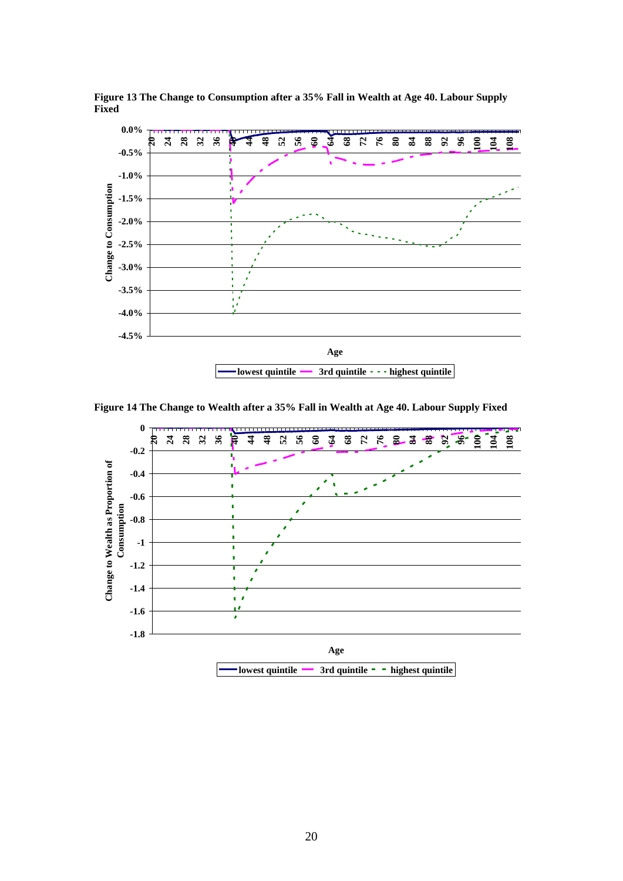**Figure 13 The Change to Consumption after a 35% Fall in Wealth at Age 40. Labour Supply Fixed**

**Figure 14 The Change to Wealth after a 35% Fall in Wealth at Age 40. Labour Supply Fixed**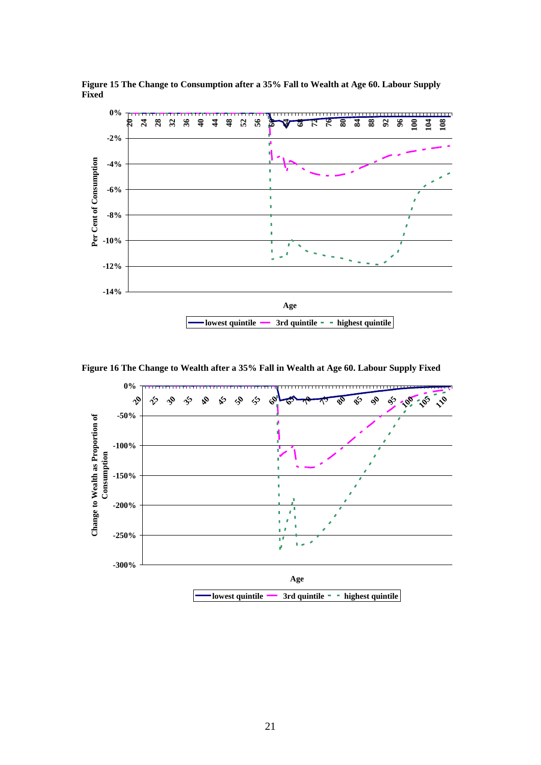**Figure 15 The Change to Consumption after a 35% Fall to Wealth at Age 60. Labour Supply Fixed**

**Figure 16 The Change to Wealth after a 35% Fall in Wealth at Age 60. Labour Supply Fixed**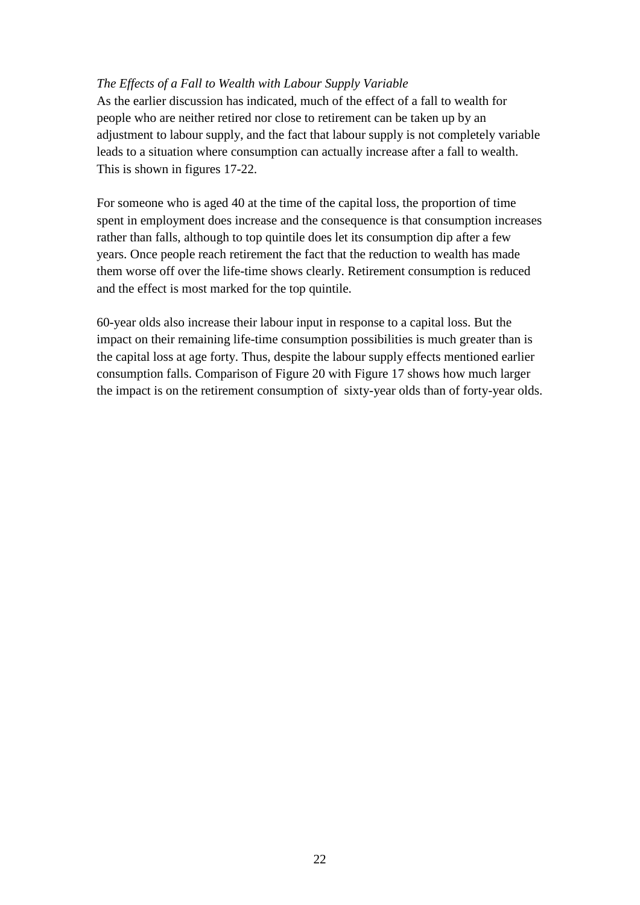*The Effects of a Fall to Wealth with Labour Supply Variable*

As the earlier discussion has indicated, much of the effect of a fall to wealth for people who are neither retired nor close to retirement can be taken up by an adjustment to labour supply, and the fact that labour supply is not completely variable leads to a situation where consumption can actually increase after a fall to wealth. This is shown in figures 17-22.

For someone who is aged 40 at the time of the capital loss, the proportion of time spent in employment does increase and the consequence is that consumption increases rather than falls, although to top quintile does let its consumption dip after a few years. Once people reach retirement the fact that the reduction to wealth has made them worse off over the life-time shows clearly. Retirement consumption is reduced and the effect is most marked for the top quintile.

60-year olds also increase their labour input in response to a capital loss. But the impact on their remaining life-time consumption possibilities is much greater than is the capital loss at age forty. Thus, despite the labour supply effects mentioned earlier consumption falls. Comparison of Figure 20 with Figure 17 shows how much larger the impact is on the retirement consumption of sixty-year olds than of forty-year olds.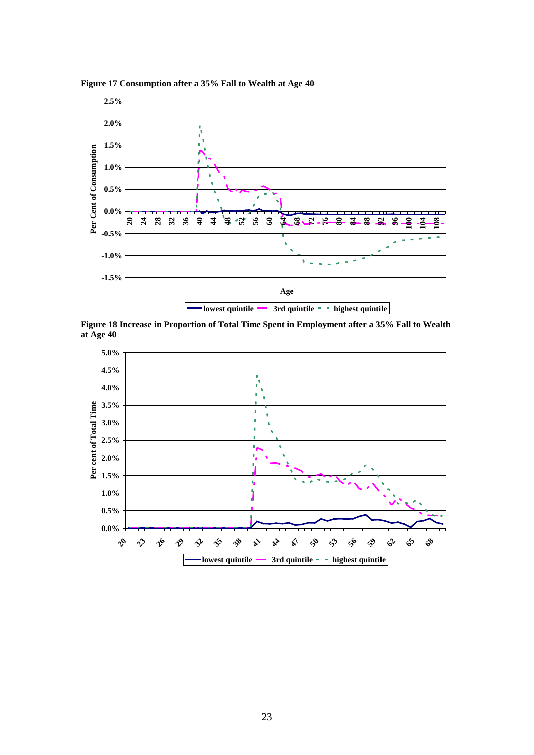**Figure 17 Consumption after a 35% Fall to Wealth at Age 40**

**Figure 18 Increase in Proportion of Total Time Spent in Employment after a 35% Fall to Wealth at Age 40**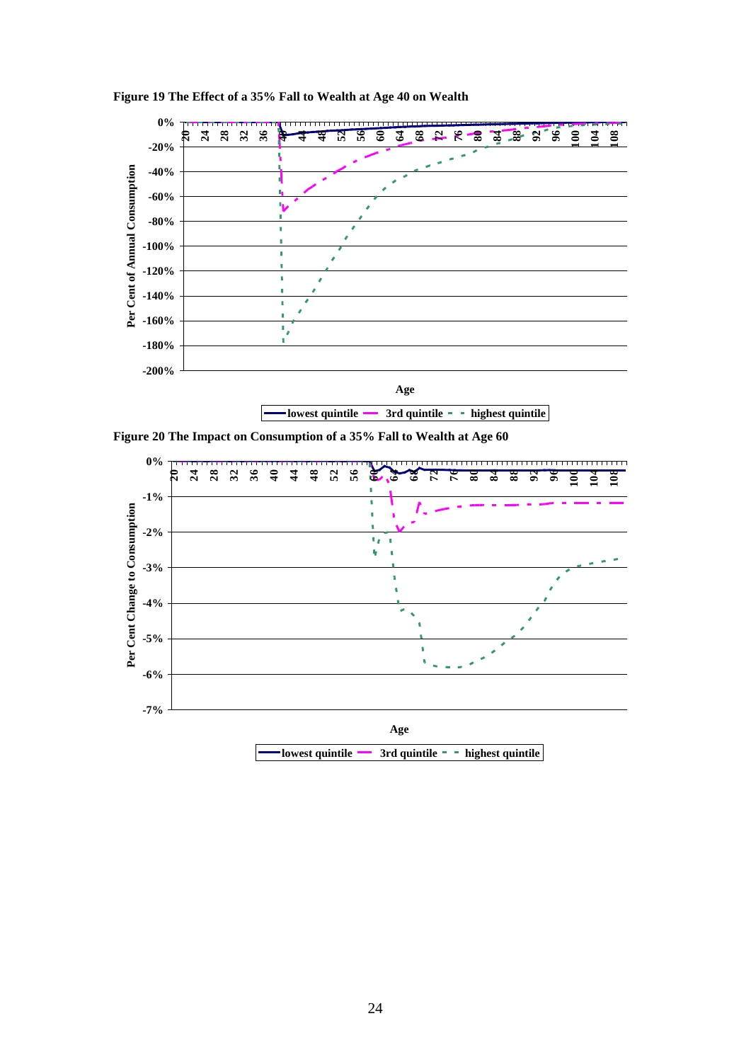**Figure 19 The Effect of a 35% Fall to Wealth at Age 40 on Wealth**

**Figure 20 The Impact on Consumption of a 35% Fall to Wealth at Age 60**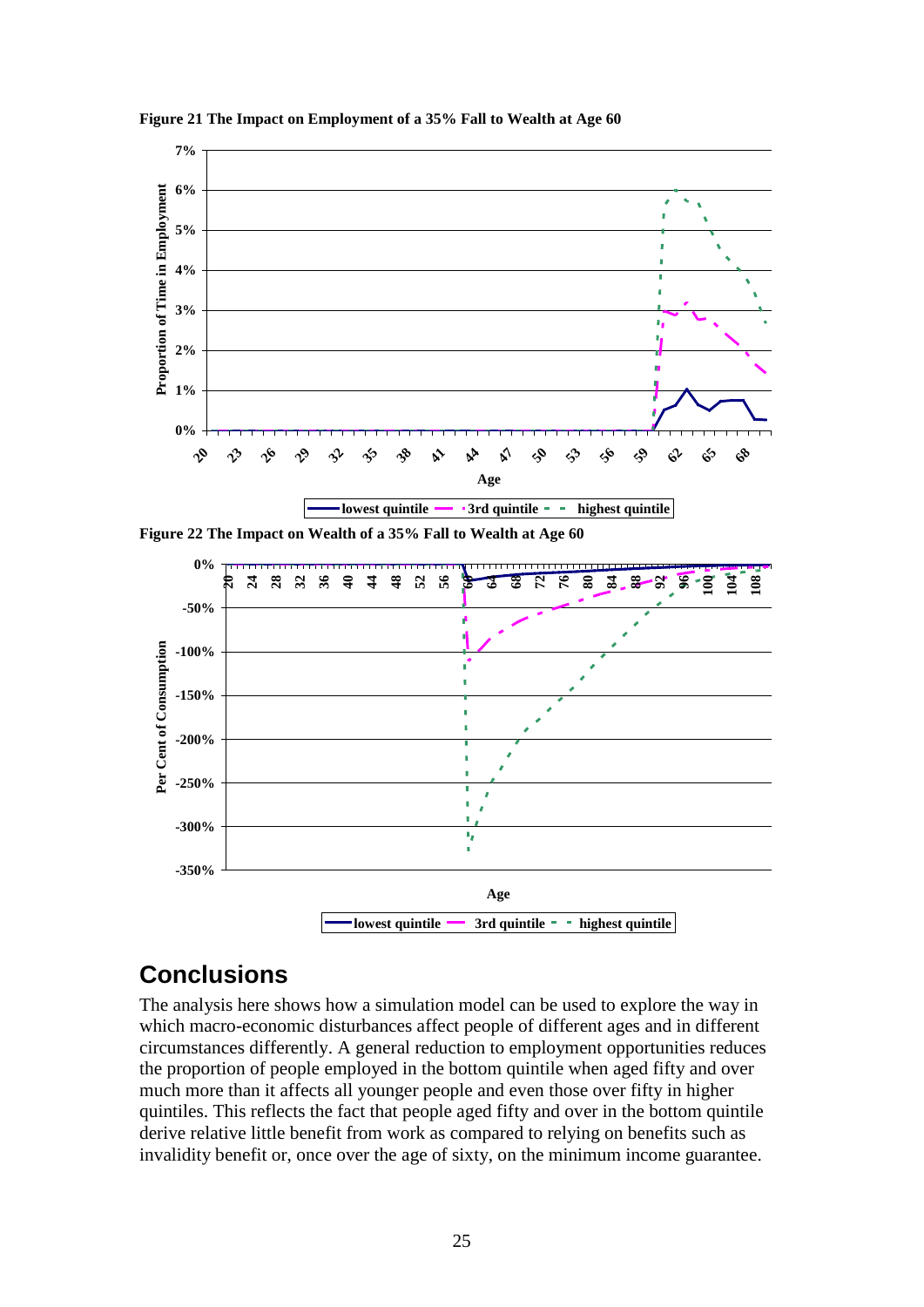**Figure 21 The Impact on Employment of a 35% Fall to Wealth at Age 60**

**Figure 22 The Impact on Wealth of a 35% Fall to Wealth at Age 60**

## Conclusions

The analysis here shows how a simulation model can be used to explore the way in which macro-economic disturbances affect people of different ages and in different circumstances differently. A general reduction to employment opportunities reduces the proportion of people employed in the bottom quintile when aged fifty and over much more than it affects all younger people and even those over fifty in higher quintiles. This reflects the fact that people aged fifty and over in the bottom quintile derive relative little benefit from work as compared to relying on benefits such as invalidity benefit or, once over the age of sixty, on the minimum income guarantee.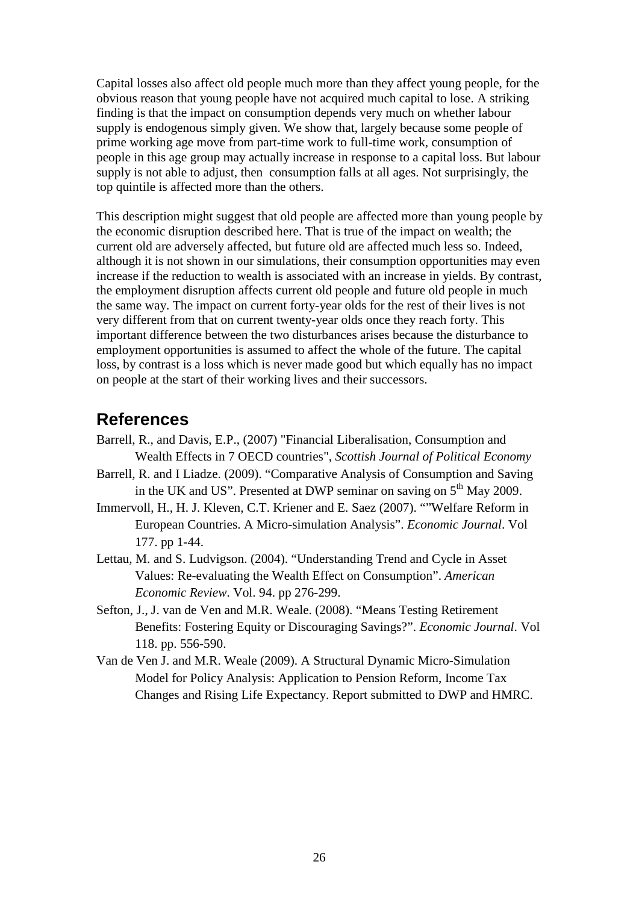Capital losses also affect old people much more than they affect young people, for the obvious reason that young people have not acquired much capital to lose. A striking finding is that the impact on consumption depends very much on whether labour supply is endogenous simply given. We show that, largely because some people of prime working age move from part-time work to full-time work, consumption of people in this age group may actually increase in response to a capital loss. But labour supply is not able to adjust, then  consumption falls at all ages. Not surprisingly, the top quintile is affected more than the others.

This description might suggest that old people are affected more than young people by the economic disruption described here. That is true of the impact on wealth; the current old are adversely affected, but future old are affected much less so. Indeed, although it is not shown in our simulations, their consumption opportunities may even increase if the reduction to wealth is associated with an increase in yields. By contrast, the employment disruption affects current old people and future old people in much the same way. The impact on current forty-year olds for the rest of their lives is not very different from that on current twenty-year olds once they reach forty. This important difference between the two disturbances arises because the disturbance to employment opportunities is assumed to affect the whole of the future. The capital loss, by contrast is a loss which is never made good but which equally has no impact on people at the start of their working lives and their successors.

## References

Barrell, R., and Davis, E.P., (2007) "Financial Liberalisation, Consumption and Wealth Effects in 7 OECD countries", *Scottish Journal of Political Economy*

Barrell, R. and I Liadze. (2009). "Comparative Analysis of Consumption and Saving in the UK and US". Presented at DWP seminar on saving on 5th May 2009.

Immervoll, H., H. J. Kleven, C.T. Kriener and E. Saez (2007). ""Welfare Reform in European Countries. A Micro-simulation Analysis". *Economic Journal*. Vol 177. pp 1-44.

Lettau, M. and S. Ludvigson. (2004). "Understanding Trend and Cycle in Asset Values: Re-evaluating the Wealth Effect on Consumption". *American Economic Review*. Vol. 94. pp 276-299.

Sefton, J., J. van de Ven and M.R. Weale. (2008). "Means Testing Retirement Benefits: Fostering Equity or Discouraging Savings?". *Economic Journal*. Vol 118. pp. 556-590.

Van de Ven J. and M.R. Weale (2009). A Structural Dynamic Micro-Simulation Model for Policy Analysis: Application to Pension Reform, Income Tax Changes and Rising Life Expectancy. Report submitted to DWP and HMRC.